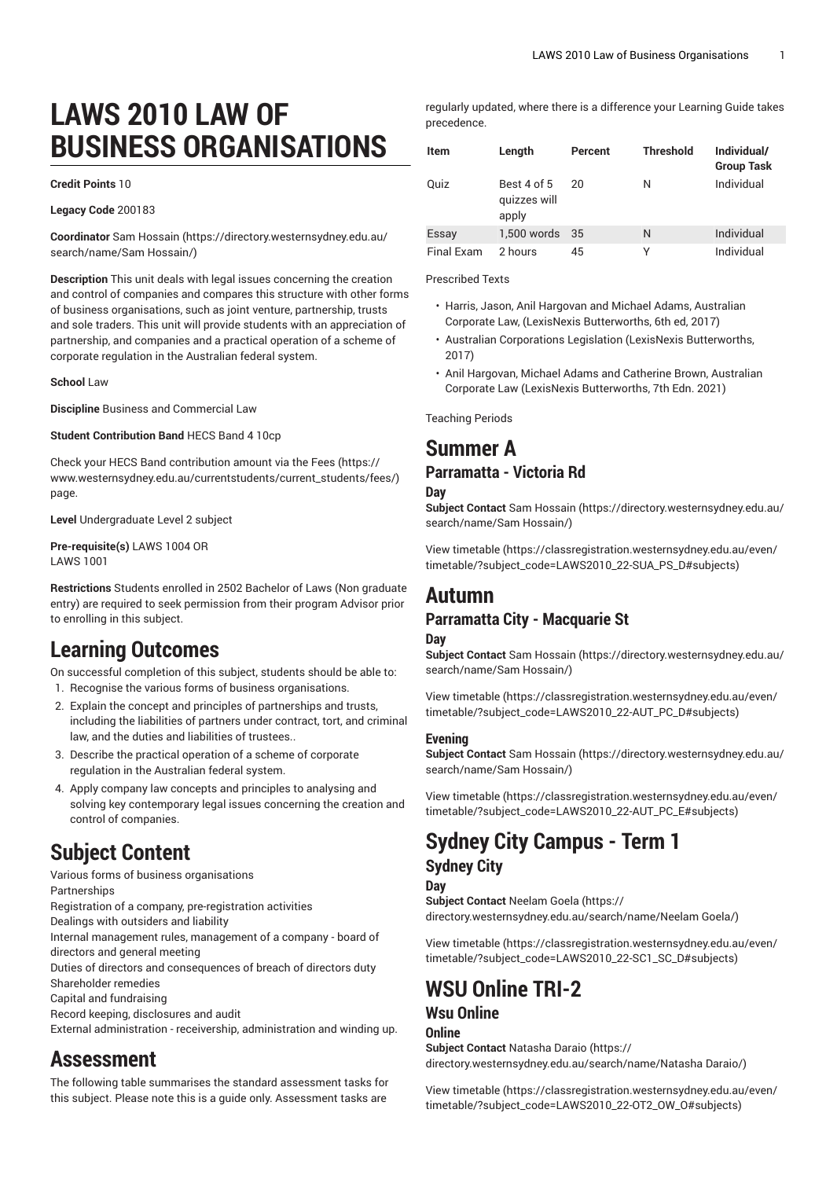# LAWS 2010 LAW OF BUSINESS ORGANISATIONS

**Credit Points** 10

**Legacy Code** 200183

**Coordinator** Sam Hossain (https://directory.westernsydney.edu.au/search/name/Sam Hossain/)

**Description** This unit deals with legal issues concerning the creation and control of companies and compares this structure with other forms of business organisations, such as joint venture, partnership, trusts and sole traders. This unit will provide students with an appreciation of partnership, and companies and a practical operation of a scheme of corporate regulation in the Australian federal system.

**School** Law

**Discipline** Business and Commercial Law

**Student Contribution Band** HECS Band 4 10cp

Check your HECS Band contribution amount via the Fees (https://www.westernsydney.edu.au/currentstudents/current_students/fees/) page.

**Level** Undergraduate Level 2 subject

**Pre-requisite(s)** LAWS 1004 OR
LAWS 1001

**Restrictions** Students enrolled in 2502 Bachelor of Laws (Non graduate entry) are required to seek permission from their program Advisor prior to enrolling in this subject.

## Learning Outcomes

On successful completion of this subject, students should be able to:

1. Recognise the various forms of business organisations.
2. Explain the concept and principles of partnerships and trusts, including the liabilities of partners under contract, tort, and criminal law, and the duties and liabilities of trustees..
3. Describe the practical operation of a scheme of corporate regulation in the Australian federal system.
4. Apply company law concepts and principles to analysing and solving key contemporary legal issues concerning the creation and control of companies.

## Subject Content

Various forms of business organisations
Partnerships
Registration of a company, pre-registration activities
Dealings with outsiders and liability
Internal management rules, management of a company - board of directors and general meeting
Duties of directors and consequences of breach of directors duty
Shareholder remedies
Capital and fundraising
Record keeping, disclosures and audit
External administration - receivership, administration and winding up.

## Assessment

The following table summarises the standard assessment tasks for this subject. Please note this is a guide only. Assessment tasks are regularly updated, where there is a difference your Learning Guide takes precedence.

| Item | Length | Percent | Threshold | Individual/ Group Task |
|---|---|---|---|---|
| Quiz | Best 4 of 5 quizzes will apply | 20 | N | Individual |
| Essay | 1,500 words | 35 | N | Individual |
| Final Exam | 2 hours | 45 | Y | Individual |

Prescribed Texts

- Harris, Jason, Anil Hargovan and Michael Adams, Australian Corporate Law, (LexisNexis Butterworths, 6th ed, 2017)
- Australian Corporations Legislation (LexisNexis Butterworths, 2017)
- Anil Hargovan, Michael Adams and Catherine Brown, Australian Corporate Law (LexisNexis Butterworths, 7th Edn. 2021)

Teaching Periods

## Summer A

### Parramatta - Victoria Rd

#### Day

**Subject Contact** Sam Hossain (https://directory.westernsydney.edu.au/search/name/Sam Hossain/)

View timetable (https://classregistration.westernsydney.edu.au/even/timetable/?subject_code=LAWS2010_22-SUA_PS_D#subjects)

## Autumn

### Parramatta City - Macquarie St

#### Day

**Subject Contact** Sam Hossain (https://directory.westernsydney.edu.au/search/name/Sam Hossain/)

View timetable (https://classregistration.westernsydney.edu.au/even/timetable/?subject_code=LAWS2010_22-AUT_PC_D#subjects)

#### Evening

**Subject Contact** Sam Hossain (https://directory.westernsydney.edu.au/search/name/Sam Hossain/)

View timetable (https://classregistration.westernsydney.edu.au/even/timetable/?subject_code=LAWS2010_22-AUT_PC_E#subjects)

## Sydney City Campus - Term 1

### Sydney City

#### Day

**Subject Contact** Neelam Goela (https://directory.westernsydney.edu.au/search/name/Neelam Goela/)

View timetable (https://classregistration.westernsydney.edu.au/even/timetable/?subject_code=LAWS2010_22-SC1_SC_D#subjects)

## WSU Online TRI-2

### Wsu Online

#### Online

**Subject Contact** Natasha Daraio (https://directory.westernsydney.edu.au/search/name/Natasha Daraio/)

View timetable (https://classregistration.westernsydney.edu.au/even/timetable/?subject_code=LAWS2010_22-OT2_OW_O#subjects)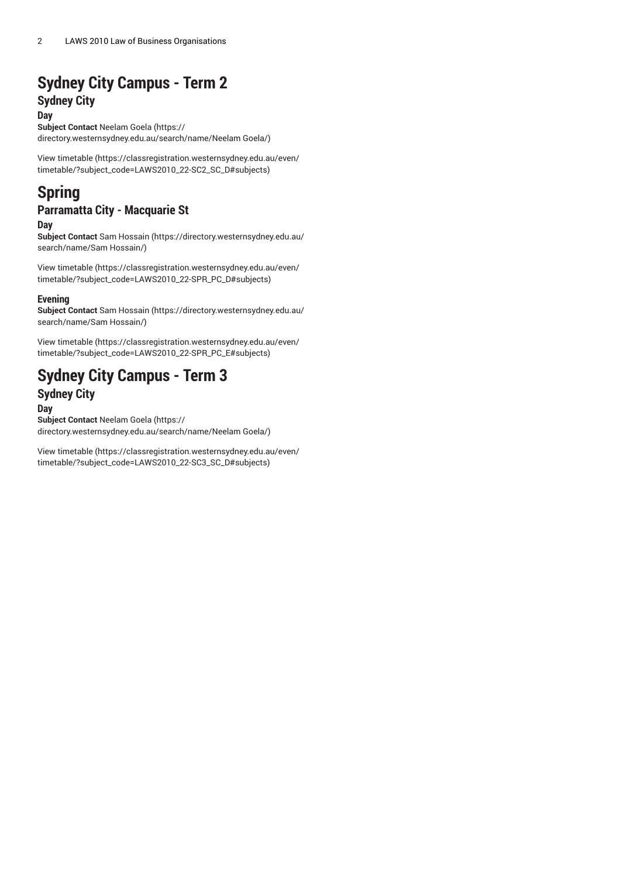# Sydney City Campus - Term 2

## Sydney City

### Day

**Subject Contact** Neelam Goela (https://directory.westernsydney.edu.au/search/name/Neelam Goela/)

View timetable (https://classregistration.westernsydney.edu.au/even/timetable/?subject_code=LAWS2010_22-SC2_SC_D#subjects)

# Spring

## Parramatta City - Macquarie St

### Day

**Subject Contact** Sam Hossain (https://directory.westernsydney.edu.au/search/name/Sam Hossain/)

View timetable (https://classregistration.westernsydney.edu.au/even/timetable/?subject_code=LAWS2010_22-SPR_PC_D#subjects)

### Evening

**Subject Contact** Sam Hossain (https://directory.westernsydney.edu.au/search/name/Sam Hossain/)

View timetable (https://classregistration.westernsydney.edu.au/even/timetable/?subject_code=LAWS2010_22-SPR_PC_E#subjects)

# Sydney City Campus - Term 3

## Sydney City

### Day

**Subject Contact** Neelam Goela (https://directory.westernsydney.edu.au/search/name/Neelam Goela/)

View timetable (https://classregistration.westernsydney.edu.au/even/timetable/?subject_code=LAWS2010_22-SC3_SC_D#subjects)